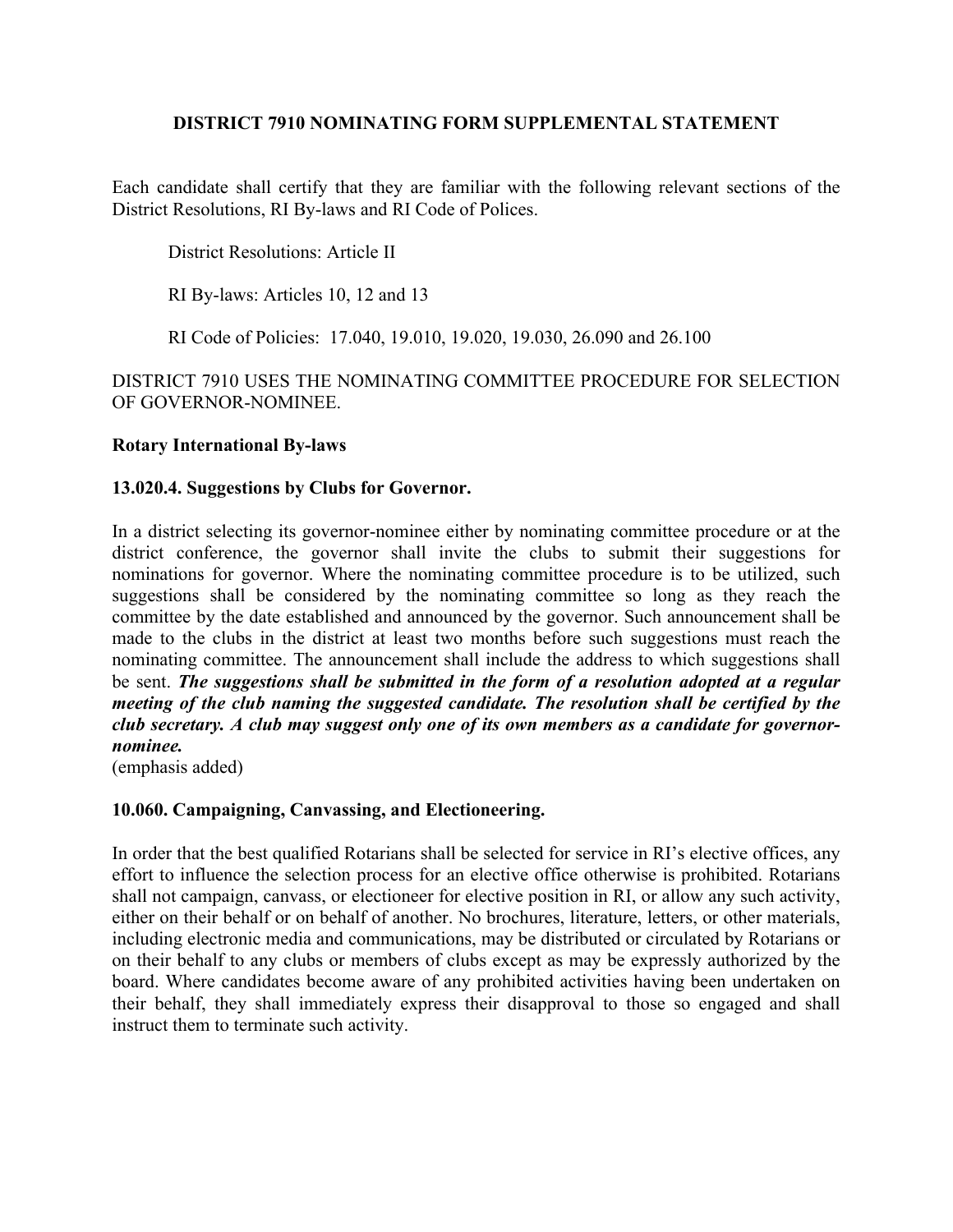# DISTRICT 7910 NOMINATING FORM SUPPLEMENTAL STATEMENT

Each candidate shall certify that they are familiar with the following relevant sections of the District Resolutions, RI By-laws and RI Code of Polices.

District Resolutions: Article II

RI By-laws: Articles 10, 12 and 13

RI Code of Policies: 17.040, 19.010, 19.020, 19.030, 26.090 and 26.100

DISTRICT 7910 USES THE NOMINATING COMMITTEE PROCEDURE FOR SELECTION OF GOVERNOR-NOMINEE.

**Rotary International By-laws**

**13.020.4. Suggestions by Clubs for Governor.**

In a district selecting its governor-nominee either by nominating committee procedure or at the district conference, the governor shall invite the clubs to submit their suggestions for nominations for governor. Where the nominating committee procedure is to be utilized, such suggestions shall be considered by the nominating committee so long as they reach the committee by the date established and announced by the governor. Such announcement shall be made to the clubs in the district at least two months before such suggestions must reach the nominating committee. The announcement shall include the address to which suggestions shall be sent. ***The suggestions shall be submitted in the form of a resolution adopted at a regular meeting of the club naming the suggested candidate. The resolution shall be certified by the club secretary. A club may suggest only one of its own members as a candidate for governor-nominee.***
(emphasis added)

**10.060. Campaigning, Canvassing, and Electioneering.**

In order that the best qualified Rotarians shall be selected for service in RI's elective offices, any effort to influence the selection process for an elective office otherwise is prohibited. Rotarians shall not campaign, canvass, or electioneer for elective position in RI, or allow any such activity, either on their behalf or on behalf of another. No brochures, literature, letters, or other materials, including electronic media and communications, may be distributed or circulated by Rotarians or on their behalf to any clubs or members of clubs except as may be expressly authorized by the board. Where candidates become aware of any prohibited activities having been undertaken on their behalf, they shall immediately express their disapproval to those so engaged and shall instruct them to terminate such activity.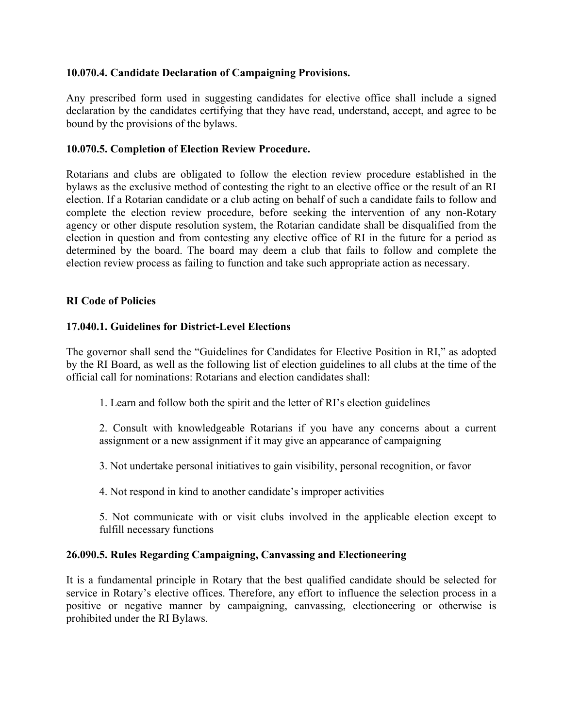**10.070.4. Candidate Declaration of Campaigning Provisions.**

Any prescribed form used in suggesting candidates for elective office shall include a signed declaration by the candidates certifying that they have read, understand, accept, and agree to be bound by the provisions of the bylaws.

**10.070.5. Completion of Election Review Procedure.**

Rotarians and clubs are obligated to follow the election review procedure established in the bylaws as the exclusive method of contesting the right to an elective office or the result of an RI election. If a Rotarian candidate or a club acting on behalf of such a candidate fails to follow and complete the election review procedure, before seeking the intervention of any non-Rotary agency or other dispute resolution system, the Rotarian candidate shall be disqualified from the election in question and from contesting any elective office of RI in the future for a period as determined by the board. The board may deem a club that fails to follow and complete the election review process as failing to function and take such appropriate action as necessary.

**RI Code of Policies**

**17.040.1. Guidelines for District-Level Elections**

The governor shall send the "Guidelines for Candidates for Elective Position in RI," as adopted by the RI Board, as well as the following list of election guidelines to all clubs at the time of the official call for nominations: Rotarians and election candidates shall:

1. Learn and follow both the spirit and the letter of RI's election guidelines

2. Consult with knowledgeable Rotarians if you have any concerns about a current assignment or a new assignment if it may give an appearance of campaigning

3. Not undertake personal initiatives to gain visibility, personal recognition, or favor

4. Not respond in kind to another candidate's improper activities

5. Not communicate with or visit clubs involved in the applicable election except to fulfill necessary functions

**26.090.5. Rules Regarding Campaigning, Canvassing and Electioneering**

It is a fundamental principle in Rotary that the best qualified candidate should be selected for service in Rotary's elective offices. Therefore, any effort to influence the selection process in a positive or negative manner by campaigning, canvassing, electioneering or otherwise is prohibited under the RI Bylaws.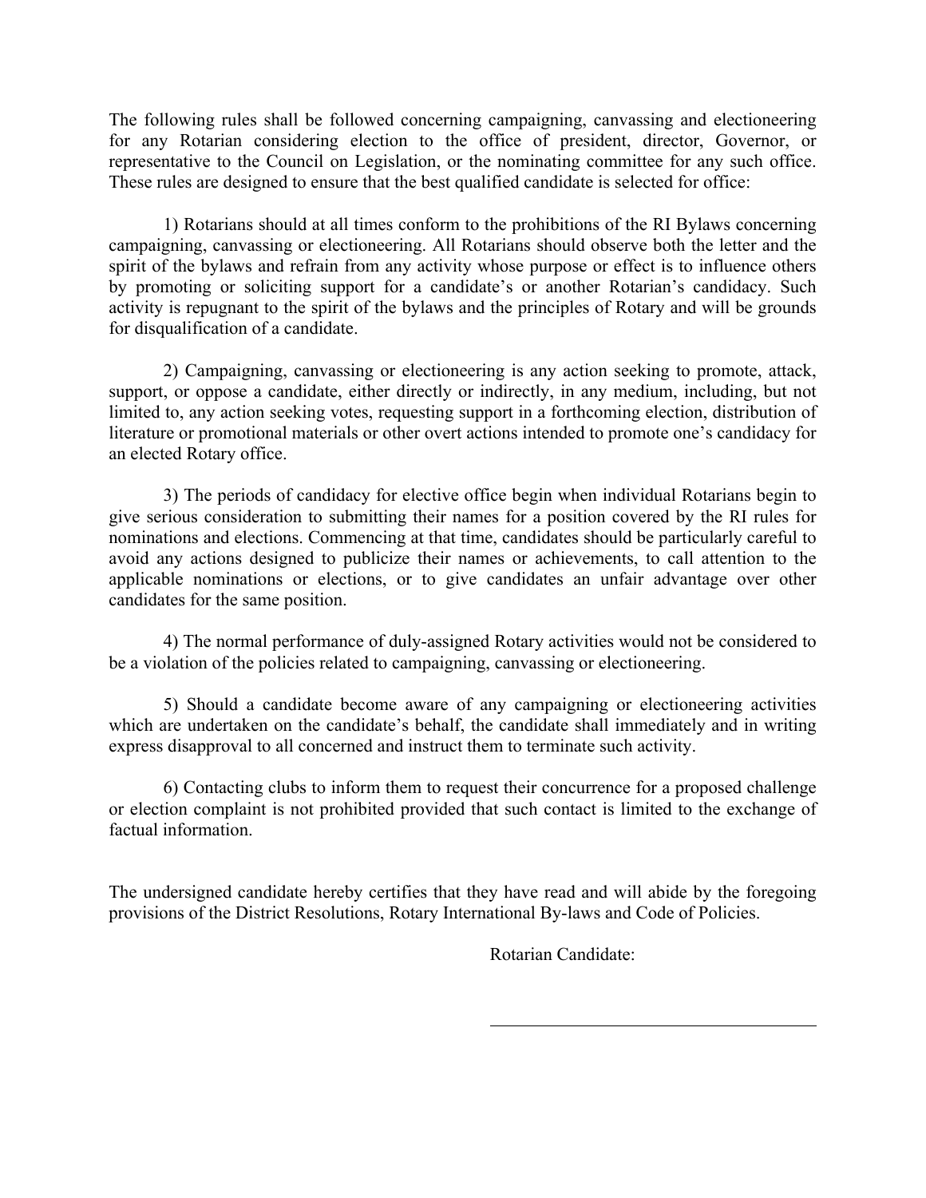The following rules shall be followed concerning campaigning, canvassing and electioneering for any Rotarian considering election to the office of president, director, Governor, or representative to the Council on Legislation, or the nominating committee for any such office. These rules are designed to ensure that the best qualified candidate is selected for office:

1) Rotarians should at all times conform to the prohibitions of the RI Bylaws concerning campaigning, canvassing or electioneering. All Rotarians should observe both the letter and the spirit of the bylaws and refrain from any activity whose purpose or effect is to influence others by promoting or soliciting support for a candidate's or another Rotarian's candidacy. Such activity is repugnant to the spirit of the bylaws and the principles of Rotary and will be grounds for disqualification of a candidate.

2) Campaigning, canvassing or electioneering is any action seeking to promote, attack, support, or oppose a candidate, either directly or indirectly, in any medium, including, but not limited to, any action seeking votes, requesting support in a forthcoming election, distribution of literature or promotional materials or other overt actions intended to promote one's candidacy for an elected Rotary office.

3) The periods of candidacy for elective office begin when individual Rotarians begin to give serious consideration to submitting their names for a position covered by the RI rules for nominations and elections. Commencing at that time, candidates should be particularly careful to avoid any actions designed to publicize their names or achievements, to call attention to the applicable nominations or elections, or to give candidates an unfair advantage over other candidates for the same position.

4) The normal performance of duly-assigned Rotary activities would not be considered to be a violation of the policies related to campaigning, canvassing or electioneering.

5) Should a candidate become aware of any campaigning or electioneering activities which are undertaken on the candidate's behalf, the candidate shall immediately and in writing express disapproval to all concerned and instruct them to terminate such activity.

6) Contacting clubs to inform them to request their concurrence for a proposed challenge or election complaint is not prohibited provided that such contact is limited to the exchange of factual information.

The undersigned candidate hereby certifies that they have read and will abide by the foregoing provisions of the District Resolutions, Rotary International By-laws and Code of Policies.

Rotarian Candidate:

\_\_\_\_\_\_\_\_\_\_\_\_\_\_\_\_\_\_\_\_\_\_\_\_\_\_\_\_\_\_\_\_\_\_\_\_